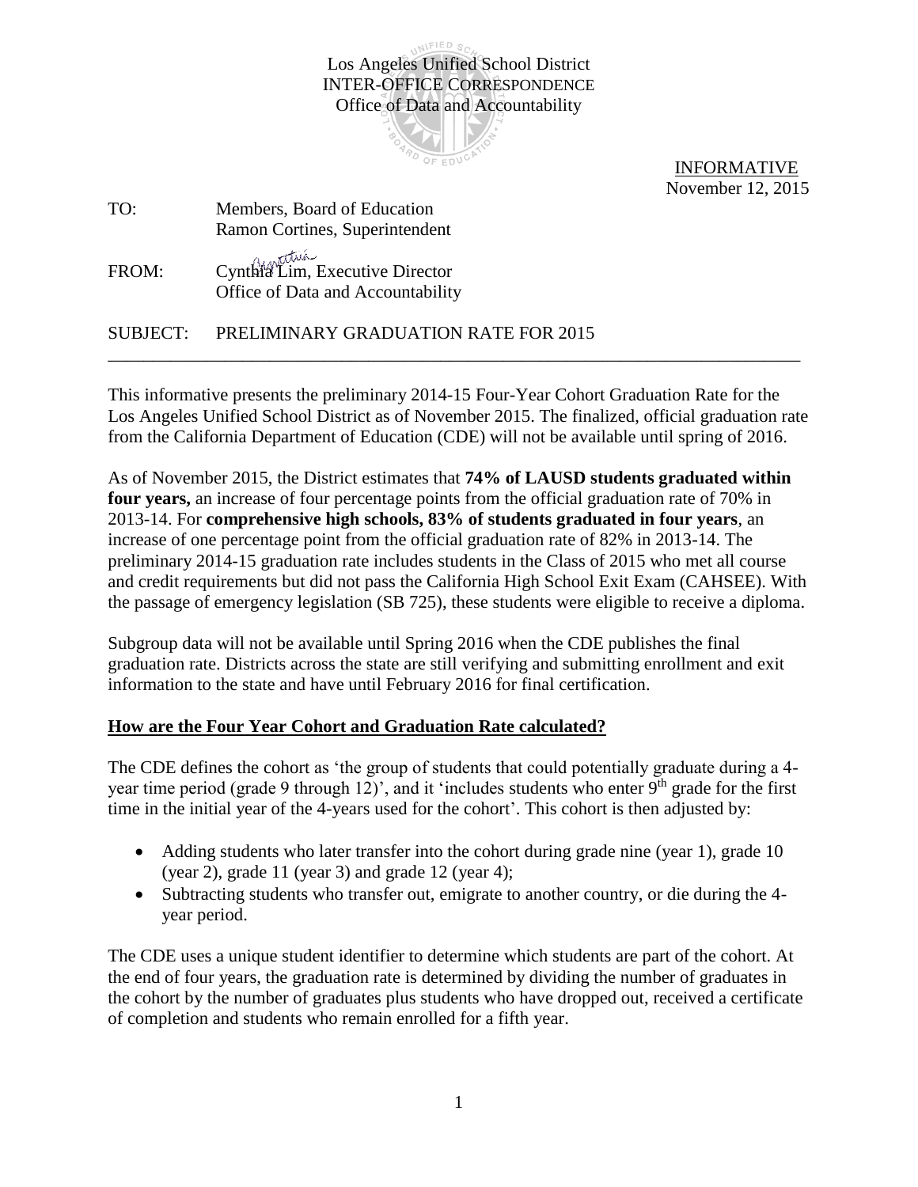Los Angeles Unified School District
INTER-OFFICE CORRESPONDENCE
Office of Data and Accountability

INFORMATIVE
November 12, 2015

TO: Members, Board of Education
Ramon Cortines, Superintendent

FROM: Cynthia Lim, Executive Director
Office of Data and Accountability

SUBJECT: PRELIMINARY GRADUATION RATE FOR 2015

---

This informative presents the preliminary 2014-15 Four-Year Cohort Graduation Rate for the Los Angeles Unified School District as of November 2015. The finalized, official graduation rate from the California Department of Education (CDE) will not be available until spring of 2016.

As of November 2015, the District estimates that **74% of LAUSD students graduated within four years,** an increase of four percentage points from the official graduation rate of 70% in 2013-14. For **comprehensive high schools, 83% of students graduated in four years**, an increase of one percentage point from the official graduation rate of 82% in 2013-14. The preliminary 2014-15 graduation rate includes students in the Class of 2015 who met all course and credit requirements but did not pass the California High School Exit Exam (CAHSEE). With the passage of emergency legislation (SB 725), these students were eligible to receive a diploma.

Subgroup data will not be available until Spring 2016 when the CDE publishes the final graduation rate. Districts across the state are still verifying and submitting enrollment and exit information to the state and have until February 2016 for final certification.

## How are the Four Year Cohort and Graduation Rate calculated?

The CDE defines the cohort as 'the group of students that could potentially graduate during a 4-year time period (grade 9 through 12)', and it 'includes students who enter 9th grade for the first time in the initial year of the 4-years used for the cohort'. This cohort is then adjusted by:

- Adding students who later transfer into the cohort during grade nine (year 1), grade 10 (year 2), grade 11 (year 3) and grade 12 (year 4);
- Subtracting students who transfer out, emigrate to another country, or die during the 4-year period.

The CDE uses a unique student identifier to determine which students are part of the cohort. At the end of four years, the graduation rate is determined by dividing the number of graduates in the cohort by the number of graduates plus students who have dropped out, received a certificate of completion and students who remain enrolled for a fifth year.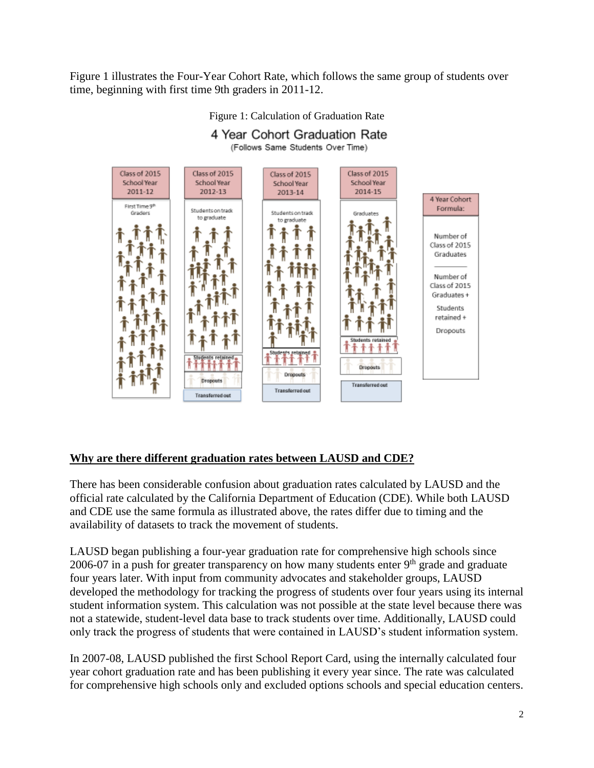Figure 1 illustrates the Four-Year Cohort Rate, which follows the same group of students over time, beginning with first time 9th graders in 2011-12.

Figure 1: Calculation of Graduation Rate

4 Year Cohort Graduation Rate
(Follows Same Students Over Time)

| Class of 2015 School Year 2011-12 | Class of 2015 School Year 2012-13 | Class of 2015 School Year 2013-14 | Class of 2015 School Year 2014-15 |
| --- | --- | --- | --- |
| First Time 9th Graders | Students on track to graduate | Students on track to graduate | Graduates |
| | Students retained | Students retained | Students retained |
| | Dropouts | Dropouts | Dropouts |
| | Transferred out | Transferred out | Transferred out |

4 Year Cohort Formula:

$$\frac{\text{Number of Class of 2015 Graduates}}{\text{Number of Class of 2015 Graduates + Students retained + Dropouts}}$$

## Why are there different graduation rates between LAUSD and CDE?

There has been considerable confusion about graduation rates calculated by LAUSD and the official rate calculated by the California Department of Education (CDE). While both LAUSD and CDE use the same formula as illustrated above, the rates differ due to timing and the availability of datasets to track the movement of students.

LAUSD began publishing a four-year graduation rate for comprehensive high schools since 2006-07 in a push for greater transparency on how many students enter 9th grade and graduate four years later. With input from community advocates and stakeholder groups, LAUSD developed the methodology for tracking the progress of students over four years using its internal student information system. This calculation was not possible at the state level because there was not a statewide, student-level data base to track students over time. Additionally, LAUSD could only track the progress of students that were contained in LAUSD's student information system.

In 2007-08, LAUSD published the first School Report Card, using the internally calculated four year cohort graduation rate and has been publishing it every year since. The rate was calculated for comprehensive high schools only and excluded options schools and special education centers.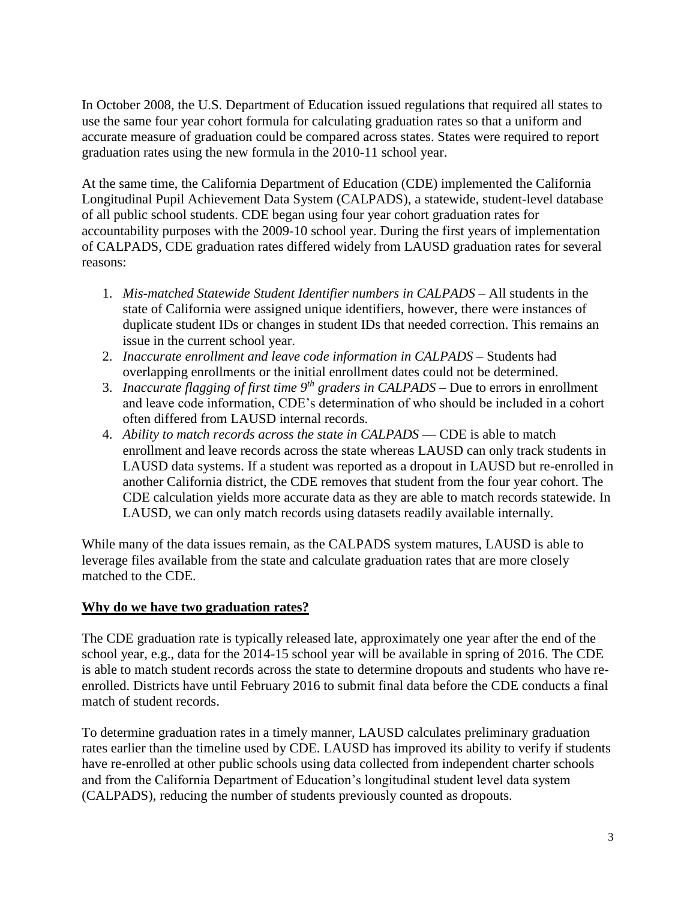In October 2008, the U.S. Department of Education issued regulations that required all states to use the same four year cohort formula for calculating graduation rates so that a uniform and accurate measure of graduation could be compared across states. States were required to report graduation rates using the new formula in the 2010-11 school year.

At the same time, the California Department of Education (CDE) implemented the California Longitudinal Pupil Achievement Data System (CALPADS), a statewide, student-level database of all public school students. CDE began using four year cohort graduation rates for accountability purposes with the 2009-10 school year. During the first years of implementation of CALPADS, CDE graduation rates differed widely from LAUSD graduation rates for several reasons:

1. *Mis-matched Statewide Student Identifier numbers in CALPADS* – All students in the state of California were assigned unique identifiers, however, there were instances of duplicate student IDs or changes in student IDs that needed correction. This remains an issue in the current school year.
2. *Inaccurate enrollment and leave code information in CALPADS* – Students had overlapping enrollments or the initial enrollment dates could not be determined.
3. *Inaccurate flagging of first time 9th graders in CALPADS* – Due to errors in enrollment and leave code information, CDE's determination of who should be included in a cohort often differed from LAUSD internal records.
4. *Ability to match records across the state in CALPADS* — CDE is able to match enrollment and leave records across the state whereas LAUSD can only track students in LAUSD data systems. If a student was reported as a dropout in LAUSD but re-enrolled in another California district, the CDE removes that student from the four year cohort. The CDE calculation yields more accurate data as they are able to match records statewide. In LAUSD, we can only match records using datasets readily available internally.

While many of the data issues remain, as the CALPADS system matures, LAUSD is able to leverage files available from the state and calculate graduation rates that are more closely matched to the CDE.

## Why do we have two graduation rates?

The CDE graduation rate is typically released late, approximately one year after the end of the school year, e.g., data for the 2014-15 school year will be available in spring of 2016. The CDE is able to match student records across the state to determine dropouts and students who have re-enrolled. Districts have until February 2016 to submit final data before the CDE conducts a final match of student records.

To determine graduation rates in a timely manner, LAUSD calculates preliminary graduation rates earlier than the timeline used by CDE. LAUSD has improved its ability to verify if students have re-enrolled at other public schools using data collected from independent charter schools and from the California Department of Education's longitudinal student level data system (CALPADS), reducing the number of students previously counted as dropouts.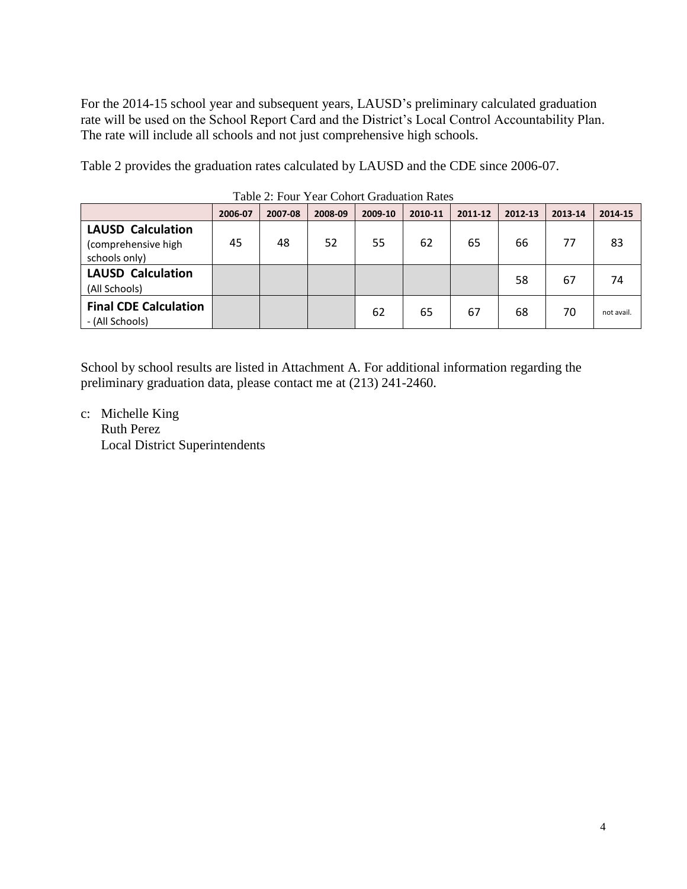For the 2014-15 school year and subsequent years, LAUSD's preliminary calculated graduation rate will be used on the School Report Card and the District's Local Control Accountability Plan. The rate will include all schools and not just comprehensive high schools.

Table 2 provides the graduation rates calculated by LAUSD and the CDE since 2006-07.

Table 2: Four Year Cohort Graduation Rates

| | 2006-07 | 2007-08 | 2008-09 | 2009-10 | 2010-11 | 2011-12 | 2012-13 | 2013-14 | 2014-15 |
|---|---|---|---|---|---|---|---|---|---|
| **LAUSD Calculation** (comprehensive high schools only) | 45 | 48 | 52 | 55 | 62 | 65 | 66 | 77 | 83 |
| **LAUSD Calculation** (All Schools) | | | | | | | 58 | 67 | 74 |
| **Final CDE Calculation** - (All Schools) | | | | 62 | 65 | 67 | 68 | 70 | not avail. |

School by school results are listed in Attachment A. For additional information regarding the preliminary graduation data, please contact me at (213) 241-2460.

c: Michelle King
Ruth Perez
Local District Superintendents